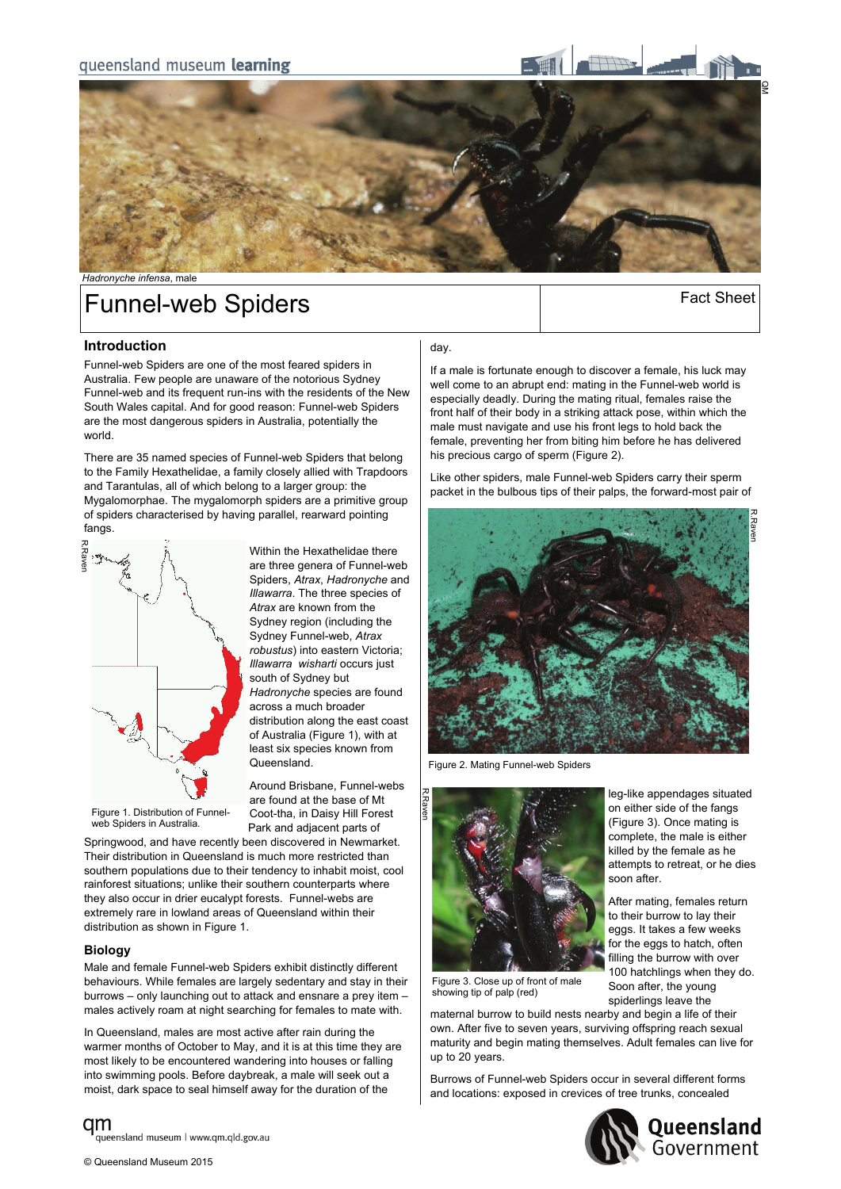*Hadronyche infensa*, male

# Funnel-web Spiders

Fact Sheet

## Introduction

Funnel-web Spiders are one of the most feared spiders in Australia. Few people are unaware of the notorious Sydney Funnel-web and its frequent run-ins with the residents of the New South Wales capital. And for good reason: Funnel-web Spiders are the most dangerous spiders in Australia, potentially the world.

There are 35 named species of Funnel-web Spiders that belong to the Family Hexathelidae, a family closely allied with Trapdoors and Tarantulas, all of which belong to a larger group: the Mygalomorphae. The mygalomorph spiders are a primitive group of spiders characterised by having parallel, rearward pointing fangs.

Within the Hexathelidae there are three genera of Funnel-web Spiders, *Atrax*, *Hadronyche* and *Illawarra*. The three species of *Atrax* are known from the Sydney region (including the Sydney Funnel-web, *Atrax robustus*) into eastern Victoria; *Illawarra wisharti* occurs just south of Sydney but *Hadronyche* species are found across a much broader distribution along the east coast of Australia (Figure 1), with at least six species known from Queensland.

Figure 1. Distribution of Funnel-web Spiders in Australia.

Around Brisbane, Funnel-webs are found at the base of Mt Coot-tha, in Daisy Hill Forest Park and adjacent parts of Springwood, and have recently been discovered in Newmarket. Their distribution in Queensland is much more restricted than southern populations due to their tendency to inhabit moist, cool rainforest situations; unlike their southern counterparts where they also occur in drier eucalypt forests. Funnel-webs are extremely rare in lowland areas of Queensland within their distribution as shown in Figure 1.

## Biology

Male and female Funnel-web Spiders exhibit distinctly different behaviours. While females are largely sedentary and stay in their burrows – only launching out to attack and ensnare a prey item – males actively roam at night searching for females to mate with.

In Queensland, males are most active after rain during the warmer months of October to May, and it is at this time they are most likely to be encountered wandering into houses or falling into swimming pools. Before daybreak, a male will seek out a moist, dark space to seal himself away for the duration of the day.

If a male is fortunate enough to discover a female, his luck may well come to an abrupt end: mating in the Funnel-web world is especially deadly. During the mating ritual, females raise the front half of their body in a striking attack pose, within which the male must navigate and use his front legs to hold back the female, preventing her from biting him before he has delivered his precious cargo of sperm (Figure 2).

Like other spiders, male Funnel-web Spiders carry their sperm packet in the bulbous tips of their palps, the forward-most pair of leg-like appendages situated on either side of the fangs (Figure 3). Once mating is complete, the male is either killed by the female as he attempts to retreat, or he dies soon after.

Figure 2. Mating Funnel-web Spiders

Figure 3. Close up of front of male showing tip of palp (red)

After mating, females return to their burrow to lay their eggs. It takes a few weeks for the eggs to hatch, often filling the burrow with over 100 hatchlings when they do. Soon after, the young spiderlings leave the maternal burrow to build nests nearby and begin a life of their own. After five to seven years, surviving offspring reach sexual maturity and begin mating themselves. Adult females can live for up to 20 years.

Burrows of Funnel-web Spiders occur in several different forms and locations: exposed in crevices of tree trunks, concealed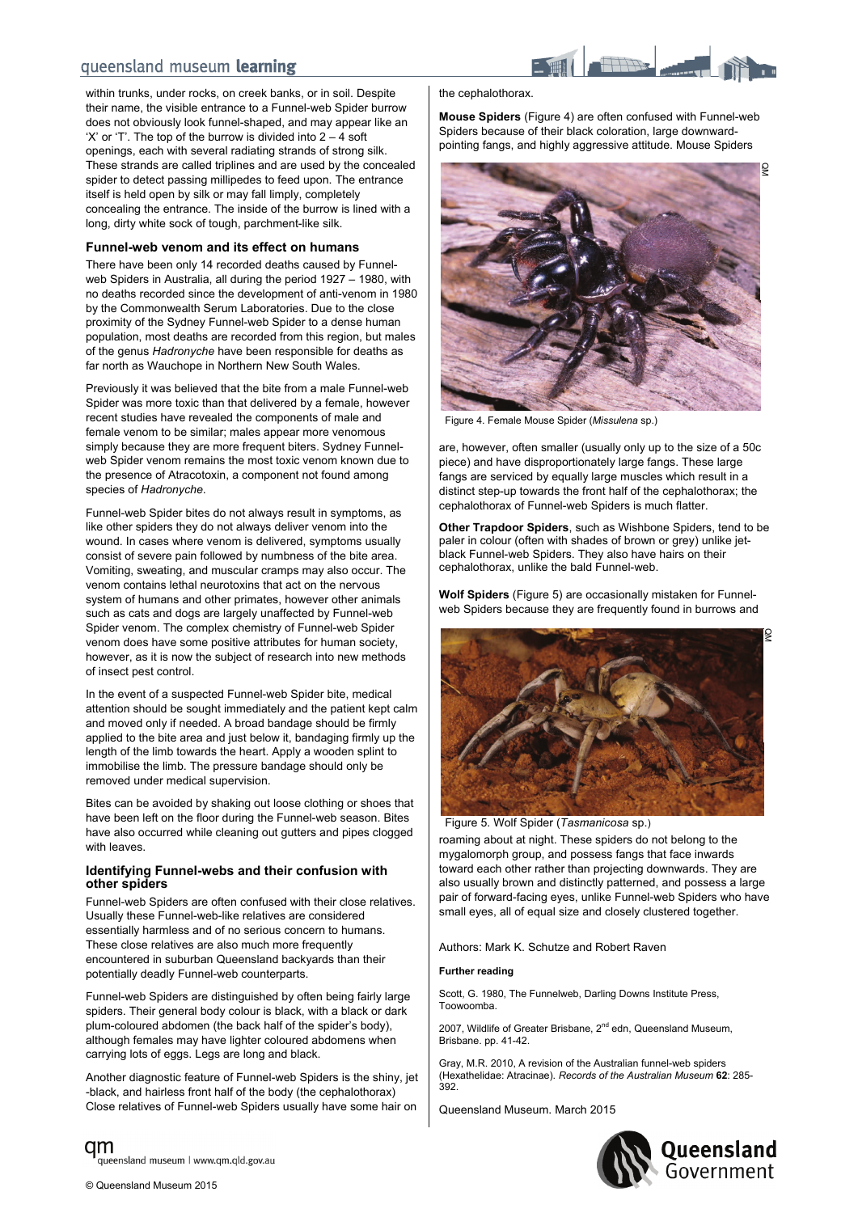within trunks, under rocks, on creek banks, or in soil. Despite their name, the visible entrance to a Funnel-web Spider burrow does not obviously look funnel-shaped, and may appear like an 'X' or 'T'. The top of the burrow is divided into 2 – 4 soft openings, each with several radiating strands of strong silk. These strands are called triplines and are used by the concealed spider to detect passing millipedes to feed upon. The entrance itself is held open by silk or may fall limply, completely concealing the entrance. The inside of the burrow is lined with a long, dirty white sock of tough, parchment-like silk.

### Funnel-web venom and its effect on humans

There have been only 14 recorded deaths caused by Funnel-web Spiders in Australia, all during the period 1927 – 1980, with no deaths recorded since the development of anti-venom in 1980 by the Commonwealth Serum Laboratories. Due to the close proximity of the Sydney Funnel-web Spider to a dense human population, most deaths are recorded from this region, but males of the genus *Hadronyche* have been responsible for deaths as far north as Wauchope in Northern New South Wales.

Previously it was believed that the bite from a male Funnel-web Spider was more toxic than that delivered by a female, however recent studies have revealed the components of male and female venom to be similar; males appear more venomous simply because they are more frequent biters. Sydney Funnel-web Spider venom remains the most toxic venom known due to the presence of Atracotoxin, a component not found among species of *Hadronyche*.

Funnel-web Spider bites do not always result in symptoms, as like other spiders they do not always deliver venom into the wound. In cases where venom is delivered, symptoms usually consist of severe pain followed by numbness of the bite area. Vomiting, sweating, and muscular cramps may also occur. The venom contains lethal neurotoxins that act on the nervous system of humans and other primates, however other animals such as cats and dogs are largely unaffected by Funnel-web Spider venom. The complex chemistry of Funnel-web Spider venom does have some positive attributes for human society, however, as it is now the subject of research into new methods of insect pest control.

In the event of a suspected Funnel-web Spider bite, medical attention should be sought immediately and the patient kept calm and moved only if needed. A broad bandage should be firmly applied to the bite area and just below it, bandaging firmly up the length of the limb towards the heart. Apply a wooden splint to immobilise the limb. The pressure bandage should only be removed under medical supervision.

Bites can be avoided by shaking out loose clothing or shoes that have been left on the floor during the Funnel-web season. Bites have also occurred while cleaning out gutters and pipes clogged with leaves.

### Identifying Funnel-webs and their confusion with other spiders

Funnel-web Spiders are often confused with their close relatives. Usually these Funnel-web-like relatives are considered essentially harmless and of no serious concern to humans. These close relatives are also much more frequently encountered in suburban Queensland backyards than their potentially deadly Funnel-web counterparts.

Funnel-web Spiders are distinguished by often being fairly large spiders. Their general body colour is black, with a black or dark plum-coloured abdomen (the back half of the spider's body), although females may have lighter coloured abdomens when carrying lots of eggs. Legs are long and black.

Another diagnostic feature of Funnel-web Spiders is the shiny, jet -black, and hairless front half of the body (the cephalothorax) Close relatives of Funnel-web Spiders usually have some hair on the cephalothorax.

**Mouse Spiders** (Figure 4) are often confused with Funnel-web Spiders because of their black coloration, large downward-pointing fangs, and highly aggressive attitude. Mouse Spiders are, however, often smaller (usually only up to the size of a 50c piece) and have disproportionately large fangs. These large fangs are serviced by equally large muscles which result in a distinct step-up towards the front half of the cephalothorax; the cephalothorax of Funnel-web Spiders is much flatter.

Figure 4. Female Mouse Spider (*Missulena* sp.)

**Other Trapdoor Spiders**, such as Wishbone Spiders, tend to be paler in colour (often with shades of brown or grey) unlike jet-black Funnel-web Spiders. They also have hairs on their cephalothorax, unlike the bald Funnel-web.

**Wolf Spiders** (Figure 5) are occasionally mistaken for Funnel-web Spiders because they are frequently found in burrows and roaming about at night. These spiders do not belong to the mygalomorph group, and possess fangs that face inwards toward each other rather than projecting downwards. They are also usually brown and distinctly patterned, and possess a large pair of forward-facing eyes, unlike Funnel-web Spiders who have small eyes, all of equal size and closely clustered together.

Figure 5. Wolf Spider (*Tasmanicosa* sp.)

Authors: Mark K. Schutze and Robert Raven

**Further reading**

Scott, G. 1980, The Funnelweb, Darling Downs Institute Press, Toowoomba.

2007, Wildlife of Greater Brisbane, 2nd edn, Queensland Museum, Brisbane. pp. 41-42.

Gray, M.R. 2010, A revision of the Australian funnel-web spiders (Hexathelidae: Atracinae). *Records of the Australian Museum* **62**: 285-392.

Queensland Museum. March 2015

© Queensland Museum 2015